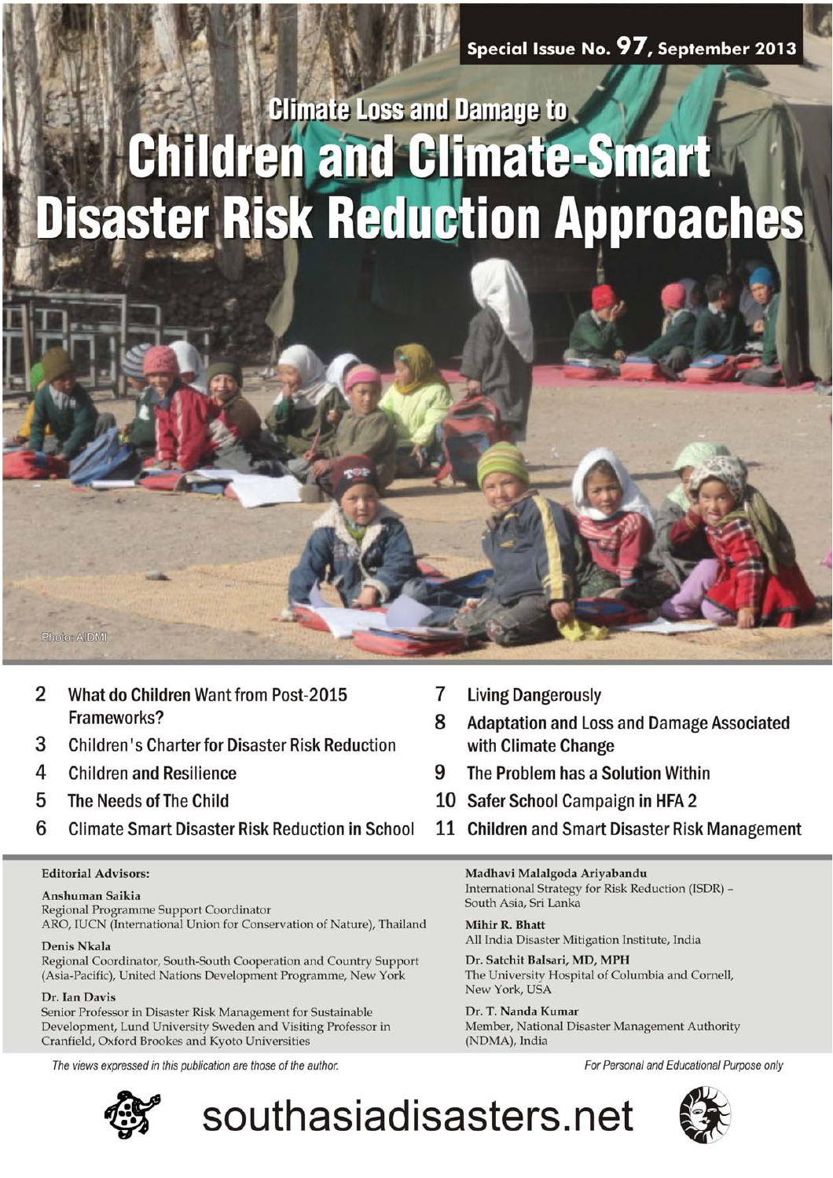Special Issue No. 97, September 2013

# Climate Loss and Damage to Children and Climate-Smart Disaster Risk Reduction Approaches

Photo: AIDMI

- 2 What do Children Want from Post-2015 Frameworks?
- 3 Children's Charter for Disaster Risk Reduction
- 4 Children and Resilience
- 5 The Needs of The Child
- 6 Climate Smart Disaster Risk Reduction in School
- 7 Living Dangerously
- 8 Adaptation and Loss and Damage Associated with Climate Change
- 9 The Problem has a Solution Within
- 10 Safer School Campaign in HFA 2
- 11 Children and Smart Disaster Risk Management

**Editorial Advisors:**

**Anshuman Saikia**
Regional Programme Support Coordinator
ARO, IUCN (International Union for Conservation of Nature), Thailand

**Denis Nkala**
Regional Coordinator, South-South Cooperation and Country Support (Asia-Pacific), United Nations Development Programme, New York

**Dr. Ian Davis**
Senior Professor in Disaster Risk Management for Sustainable Development, Lund University Sweden and Visiting Professor in Cranfield, Oxford Brookes and Kyoto Universities

**Madhavi Malalgoda Ariyabandu**
International Strategy for Risk Reduction (ISDR) – South Asia, Sri Lanka

**Mihir R. Bhatt**
All India Disaster Mitigation Institute, India

**Dr. Satchit Balsari, MD, MPH**
The University Hospital of Columbia and Cornell, New York, USA

**Dr. T. Nanda Kumar**
Member, National Disaster Management Authority (NDMA), India

*The views expressed in this publication are those of the author.*

*For Personal and Educational Purpose only*

southasiadisasters.net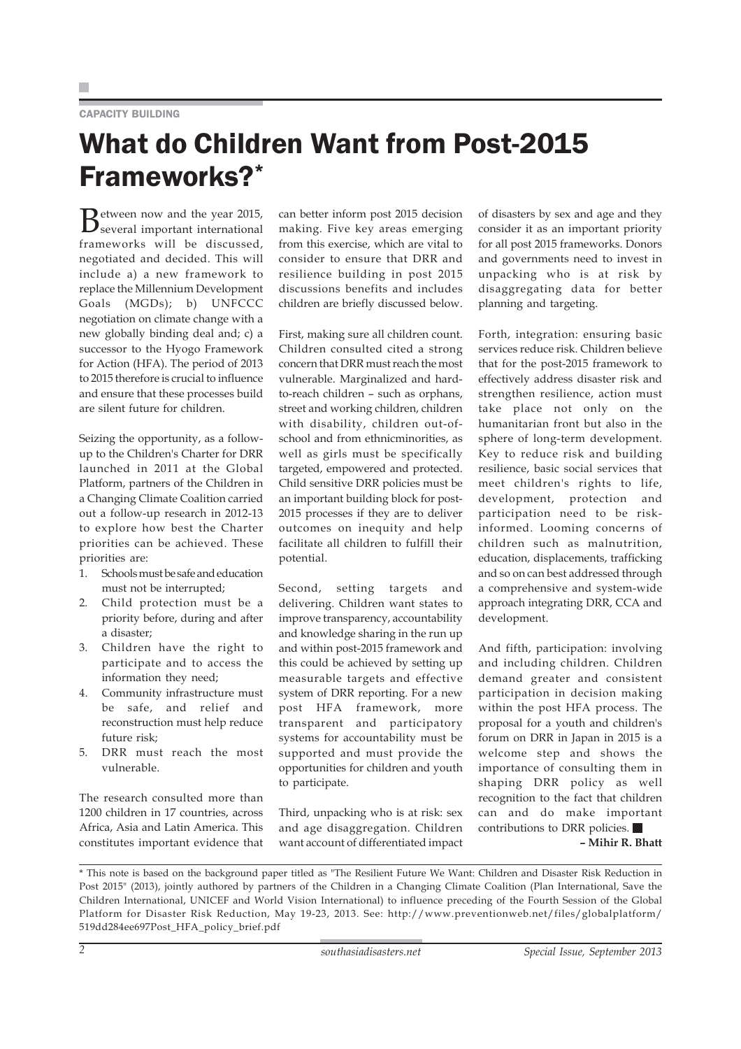CAPACITY BUILDING

# What do Children Want from Post-2015 Frameworks?*

Between now and the year 2015, several important international frameworks will be discussed, negotiated and decided. This will include a) a new framework to replace the Millennium Development Goals (MGDs); b) UNFCCC negotiation on climate change with a new globally binding deal and; c) a successor to the Hyogo Framework for Action (HFA). The period of 2013 to 2015 therefore is crucial to influence and ensure that these processes build are silent future for children.

Seizing the opportunity, as a follow-up to the Children's Charter for DRR launched in 2011 at the Global Platform, partners of the Children in a Changing Climate Coalition carried out a follow-up research in 2012-13 to explore how best the Charter priorities can be achieved. These priorities are:

1. Schools must be safe and education must not be interrupted;
2. Child protection must be a priority before, during and after a disaster;
3. Children have the right to participate and to access the information they need;
4. Community infrastructure must be safe, and relief and reconstruction must help reduce future risk;
5. DRR must reach the most vulnerable.

The research consulted more than 1200 children in 17 countries, across Africa, Asia and Latin America. This constitutes important evidence that can better inform post 2015 decision making. Five key areas emerging from this exercise, which are vital to consider to ensure that DRR and resilience building in post 2015 discussions benefits and includes children are briefly discussed below.

First, making sure all children count. Children consulted cited a strong concern that DRR must reach the most vulnerable. Marginalized and hard-to-reach children – such as orphans, street and working children, children with disability, children out-of-school and from ethnicminorities, as well as girls must be specifically targeted, empowered and protected. Child sensitive DRR policies must be an important building block for post-2015 processes if they are to deliver outcomes on inequity and help facilitate all children to fulfill their potential.

Second, setting targets and delivering. Children want states to improve transparency, accountability and knowledge sharing in the run up and within post-2015 framework and this could be achieved by setting up measurable targets and effective system of DRR reporting. For a new post HFA framework, more transparent and participatory systems for accountability must be supported and must provide the opportunities for children and youth to participate.

Third, unpacking who is at risk: sex and age disaggregation. Children want account of differentiated impact of disasters by sex and age and they consider it as an important priority for all post 2015 frameworks. Donors and governments need to invest in unpacking who is at risk by disaggregating data for better planning and targeting.

Forth, integration: ensuring basic services reduce risk. Children believe that for the post-2015 framework to effectively address disaster risk and strengthen resilience, action must take place not only on the humanitarian front but also in the sphere of long-term development. Key to reduce risk and building resilience, basic social services that meet children's rights to life, development, protection and participation need to be risk-informed. Looming concerns of children such as malnutrition, education, displacements, trafficking and so on can best addressed through a comprehensive and system-wide approach integrating DRR, CCA and development.

And fifth, participation: involving and including children. Children demand greater and consistent participation in decision making within the post HFA process. The proposal for a youth and children's forum on DRR in Japan in 2015 is a welcome step and shows the importance of consulting them in shaping DRR policy as well recognition to the fact that children can and do make important contributions to DRR policies. ■

**– Mihir R. Bhatt**

---

\* This note is based on the background paper titled as "The Resilient Future We Want: Children and Disaster Risk Reduction in Post 2015" (2013), jointly authored by partners of the Children in a Changing Climate Coalition (Plan International, Save the Children International, UNICEF and World Vision International) to influence preceding of the Fourth Session of the Global Platform for Disaster Risk Reduction, May 19-23, 2013. See: http://www.preventionweb.net/files/globalplatform/519dd284ee697Post_HFA_policy_brief.pdf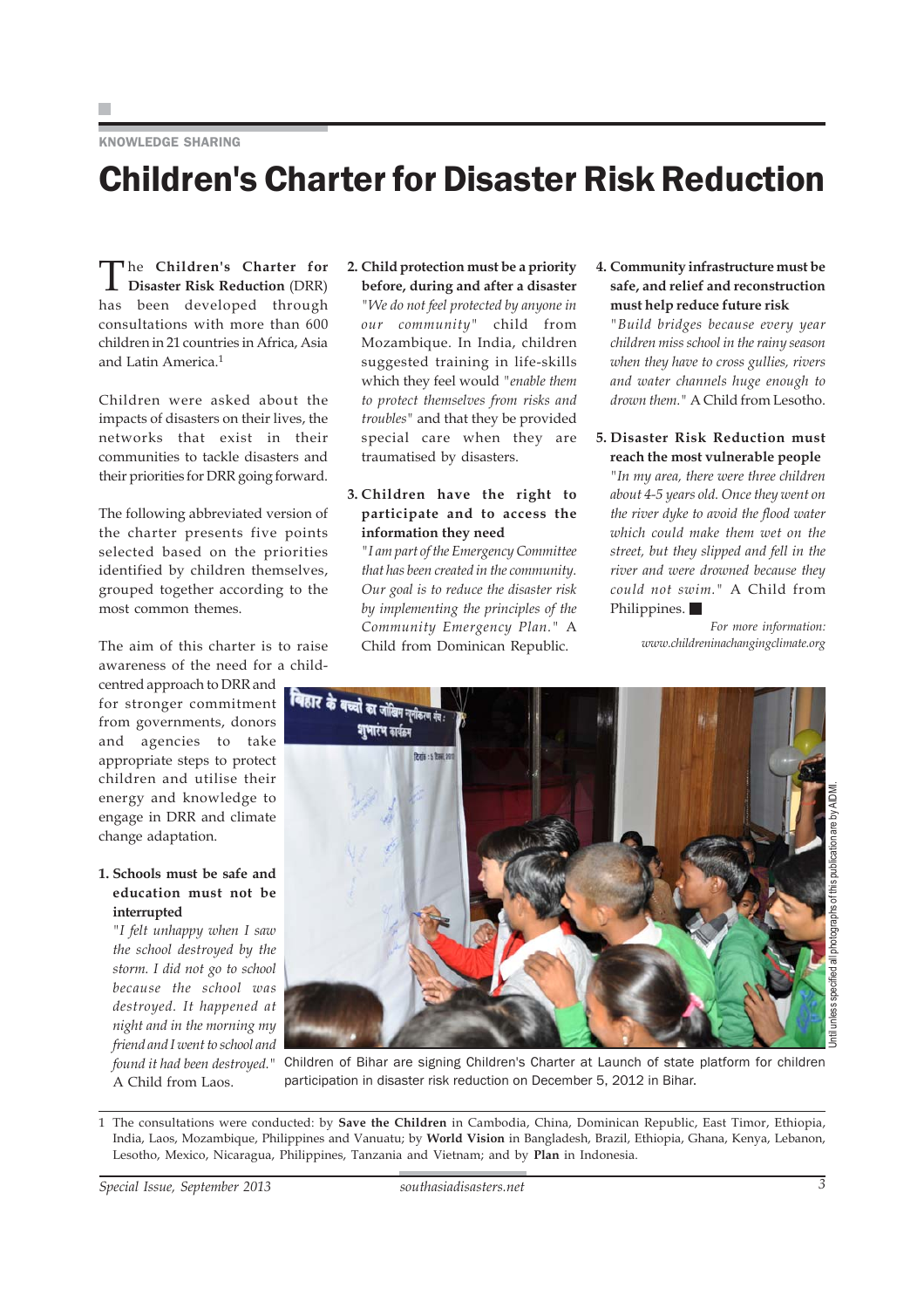KNOWLEDGE SHARING

# Children's Charter for Disaster Risk Reduction

The **Children's Charter for Disaster Risk Reduction** (DRR) has been developed through consultations with more than 600 children in 21 countries in Africa, Asia and Latin America.[1]

Children were asked about the impacts of disasters on their lives, the networks that exist in their communities to tackle disasters and their priorities for DRR going forward.

The following abbreviated version of the charter presents five points selected based on the priorities identified by children themselves, grouped together according to the most common themes.

The aim of this charter is to raise awareness of the need for a child-centred approach to DRR and for stronger commitment from governments, donors and agencies to take appropriate steps to protect children and utilise their energy and knowledge to engage in DRR and climate change adaptation.

**1. Schools must be safe and education must not be interrupted**

*"I felt unhappy when I saw the school destroyed by the storm. I did not go to school because the school was destroyed. It happened at night and in the morning my friend and I went to school and found it had been destroyed."* A Child from Laos.

**2. Child protection must be a priority before, during and after a disaster**

*"We do not feel protected by anyone in our community"* child from Mozambique. In India, children suggested training in life-skills which they feel would *"enable them to protect themselves from risks and troubles"* and that they be provided special care when they are traumatised by disasters.

**3. Children have the right to participate and to access the information they need**

*"I am part of the Emergency Committee that has been created in the community. Our goal is to reduce the disaster risk by implementing the principles of the Community Emergency Plan."* A Child from Dominican Republic.

**4. Community infrastructure must be safe, and relief and reconstruction must help reduce future risk**

*"Build bridges because every year children miss school in the rainy season when they have to cross gullies, rivers and water channels huge enough to drown them."* A Child from Lesotho.

**5. Disaster Risk Reduction must reach the most vulnerable people**

*"In my area, there were three children about 4-5 years old. Once they went on the river dyke to avoid the flood water which could make them wet on the street, but they slipped and fell in the river and were drowned because they could not swim."* A Child from Philippines. ■

*For more information: www.childreninachangingclimate.org*

Children of Bihar are signing Children's Charter at Launch of state platform for children participation in disaster risk reduction on December 5, 2012 in Bihar.

Until unless specified all photographs of this publication are by AIDMI.

1 The consultations were conducted: by **Save the Children** in Cambodia, China, Dominican Republic, East Timor, Ethiopia, India, Laos, Mozambique, Philippines and Vanuatu; by **World Vision** in Bangladesh, Brazil, Ethiopia, Ghana, Kenya, Lebanon, Lesotho, Mexico, Nicaragua, Philippines, Tanzania and Vietnam; and by **Plan** in Indonesia.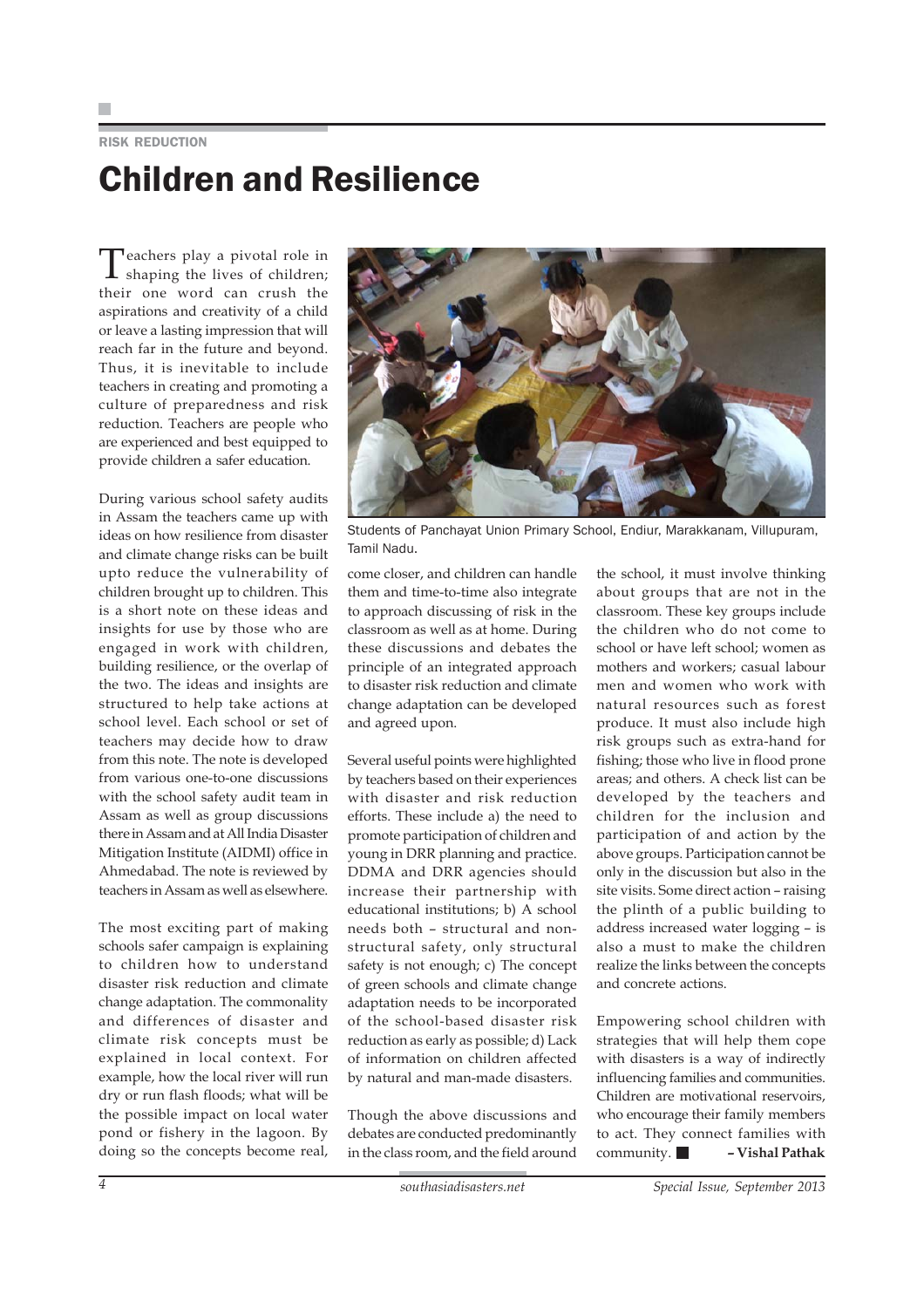RISK REDUCTION

# Children and Resilience

Teachers play a pivotal role in shaping the lives of children; their one word can crush the aspirations and creativity of a child or leave a lasting impression that will reach far in the future and beyond. Thus, it is inevitable to include teachers in creating and promoting a culture of preparedness and risk reduction. Teachers are people who are experienced and best equipped to provide children a safer education.

During various school safety audits in Assam the teachers came up with ideas on how resilience from disaster and climate change risks can be built upto reduce the vulnerability of children brought up to children. This is a short note on these ideas and insights for use by those who are engaged in work with children, building resilience, or the overlap of the two. The ideas and insights are structured to help take actions at school level. Each school or set of teachers may decide how to draw from this note. The note is developed from various one-to-one discussions with the school safety audit team in Assam as well as group discussions there in Assam and at All India Disaster Mitigation Institute (AIDMI) office in Ahmedabad. The note is reviewed by teachers in Assam as well as elsewhere.

The most exciting part of making schools safer campaign is explaining to children how to understand disaster risk reduction and climate change adaptation. The commonality and differences of disaster and climate risk concepts must be explained in local context. For example, how the local river will run dry or run flash floods; what will be the possible impact on local water pond or fishery in the lagoon. By doing so the concepts become real, come closer, and children can handle them and time-to-time also integrate to approach discussing of risk in the classroom as well as at home. During these discussions and debates the principle of an integrated approach to disaster risk reduction and climate change adaptation can be developed and agreed upon.

Students of Panchayat Union Primary School, Endiur, Marakkanam, Villupuram, Tamil Nadu.

Several useful points were highlighted by teachers based on their experiences with disaster and risk reduction efforts. These include a) the need to promote participation of children and young in DRR planning and practice. DDMA and DRR agencies should increase their partnership with educational institutions; b) A school needs both – structural and non-structural safety, only structural safety is not enough; c) The concept of green schools and climate change adaptation needs to be incorporated of the school-based disaster risk reduction as early as possible; d) Lack of information on children affected by natural and man-made disasters.

Though the above discussions and debates are conducted predominantly in the class room, and the field around the school, it must involve thinking about groups that are not in the classroom. These key groups include the children who do not come to school or have left school; women as mothers and workers; casual labour men and women who work with natural resources such as forest produce. It must also include high risk groups such as extra-hand for fishing; those who live in flood prone areas; and others. A check list can be developed by the teachers and children for the inclusion and participation of and action by the above groups. Participation cannot be only in the discussion but also in the site visits. Some direct action – raising the plinth of a public building to address increased water logging – is also a must to make the children realize the links between the concepts and concrete actions.

Empowering school children with strategies that will help them cope with disasters is a way of indirectly influencing families and communities. Children are motivational reservoirs, who encourage their family members to act. They connect families with community. ■ **– Vishal Pathak**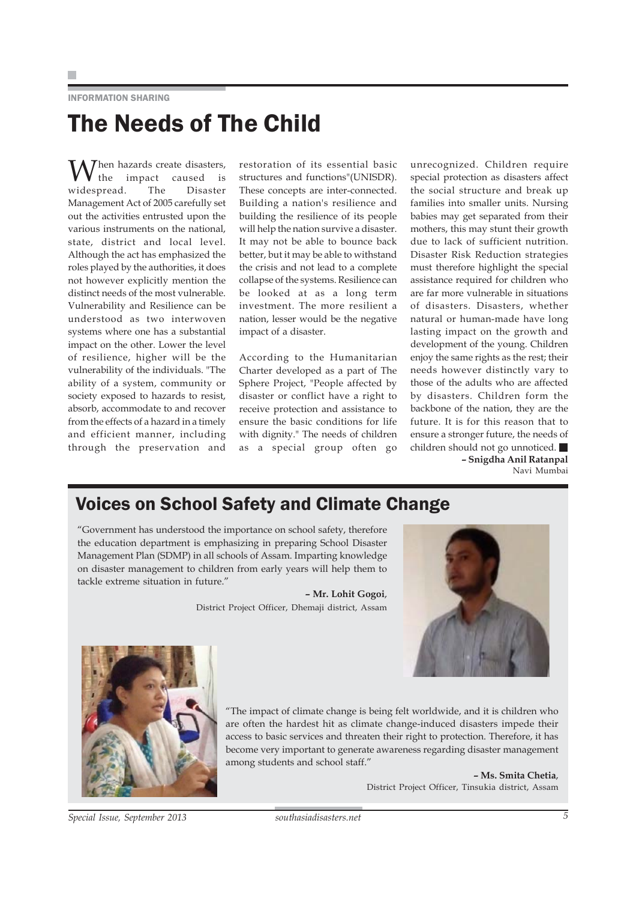INFORMATION SHARING

# The Needs of The Child

When hazards create disasters, the impact caused is widespread. The Disaster Management Act of 2005 carefully set out the activities entrusted upon the various instruments on the national, state, district and local level. Although the act has emphasized the roles played by the authorities, it does not however explicitly mention the distinct needs of the most vulnerable. Vulnerability and Resilience can be understood as two interwoven systems where one has a substantial impact on the other. Lower the level of resilience, higher will be the vulnerability of the individuals. "The ability of a system, community or society exposed to hazards to resist, absorb, accommodate to and recover from the effects of a hazard in a timely and efficient manner, including through the preservation and restoration of its essential basic structures and functions"(UNISDR). These concepts are inter-connected. Building a nation's resilience and building the resilience of its people will help the nation survive a disaster. It may not be able to bounce back better, but it may be able to withstand the crisis and not lead to a complete collapse of the systems. Resilience can be looked at as a long term investment. The more resilient a nation, lesser would be the negative impact of a disaster.

According to the Humanitarian Charter developed as a part of The Sphere Project, "People affected by disaster or conflict have a right to receive protection and assistance to ensure the basic conditions for life with dignity." The needs of children as a special group often go unrecognized. Children require special protection as disasters affect the social structure and break up families into smaller units. Nursing babies may get separated from their mothers, this may stunt their growth due to lack of sufficient nutrition. Disaster Risk Reduction strategies must therefore highlight the special assistance required for children who are far more vulnerable in situations of disasters. Disasters, whether natural or human-made have long lasting impact on the growth and development of the young. Children enjoy the same rights as the rest; their needs however distinctly vary to those of the adults who are affected by disasters. Children form the backbone of the nation, they are the future. It is for this reason that to ensure a stronger future, the needs of children should not go unnoticed. ■

**– Snigdha Anil Ratanpal**
Navi Mumbai

## Voices on School Safety and Climate Change

"Government has understood the importance on school safety, therefore the education department is emphasizing in preparing School Disaster Management Plan (SDMP) in all schools of Assam. Imparting knowledge on disaster management to children from early years will help them to tackle extreme situation in future."

**– Mr. Lohit Gogoi**,
District Project Officer, Dhemaji district, Assam

"The impact of climate change is being felt worldwide, and it is children who are often the hardest hit as climate change-induced disasters impede their access to basic services and threaten their right to protection. Therefore, it has become very important to generate awareness regarding disaster management among students and school staff."

**– Ms. Smita Chetia**,
District Project Officer, Tinsukia district, Assam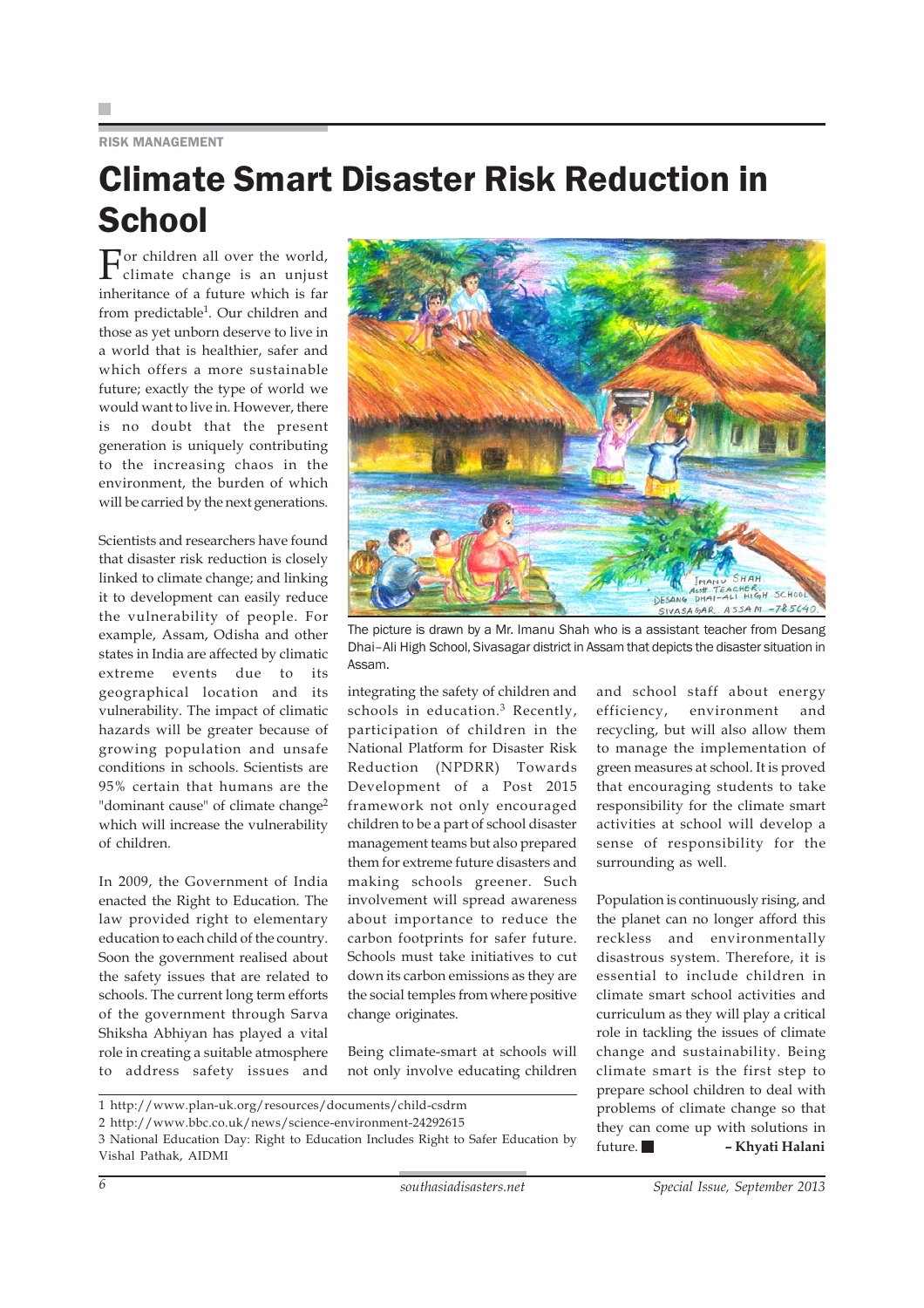RISK MANAGEMENT

# Climate Smart Disaster Risk Reduction in School

For children all over the world, climate change is an unjust inheritance of a future which is far from predictable[1]. Our children and those as yet unborn deserve to live in a world that is healthier, safer and which offers a more sustainable future; exactly the type of world we would want to live in. However, there is no doubt that the present generation is uniquely contributing to the increasing chaos in the environment, the burden of which will be carried by the next generations.

Scientists and researchers have found that disaster risk reduction is closely linked to climate change; and linking it to development can easily reduce the vulnerability of people. For example, Assam, Odisha and other states in India are affected by climatic extreme events due to its geographical location and its vulnerability. The impact of climatic hazards will be greater because of growing population and unsafe conditions in schools. Scientists are 95% certain that humans are the "dominant cause" of climate change[2] which will increase the vulnerability of children.

In 2009, the Government of India enacted the Right to Education. The law provided right to elementary education to each child of the country. Soon the government realised about the safety issues that are related to schools. The current long term efforts of the government through Sarva Shiksha Abhiyan has played a vital role in creating a suitable atmosphere to address safety issues and integrating the safety of children and schools in education.[3] Recently, participation of children in the National Platform for Disaster Risk Reduction (NPDRR) Towards Development of a Post 2015 framework not only encouraged children to be a part of school disaster management teams but also prepared them for extreme future disasters and making schools greener. Such involvement will spread awareness about importance to reduce the carbon footprints for safer future. Schools must take initiatives to cut down its carbon emissions as they are the social temples from where positive change originates.

The picture is drawn by a Mr. Imanu Shah who is a assistant teacher from Desang Dhai–Ali High School, Sivasagar district in Assam that depicts the disaster situation in Assam.

Being climate-smart at schools will not only involve educating children and school staff about energy efficiency, environment and recycling, but will also allow them to manage the implementation of green measures at school. It is proved that encouraging students to take responsibility for the climate smart activities at school will develop a sense of responsibility for the surrounding as well.

Population is continuously rising, and the planet can no longer afford this reckless and environmentally disastrous system. Therefore, it is essential to include children in climate smart school activities and curriculum as they will play a critical role in tackling the issues of climate change and sustainability. Being climate smart is the first step to prepare school children to deal with problems of climate change so that they can come up with solutions in future. ■

**– Khyati Halani**

---

1 http://www.plan-uk.org/resources/documents/child-csdrm

2 http://www.bbc.co.uk/news/science-environment-24292615

3 National Education Day: Right to Education Includes Right to Safer Education by Vishal Pathak, AIDMI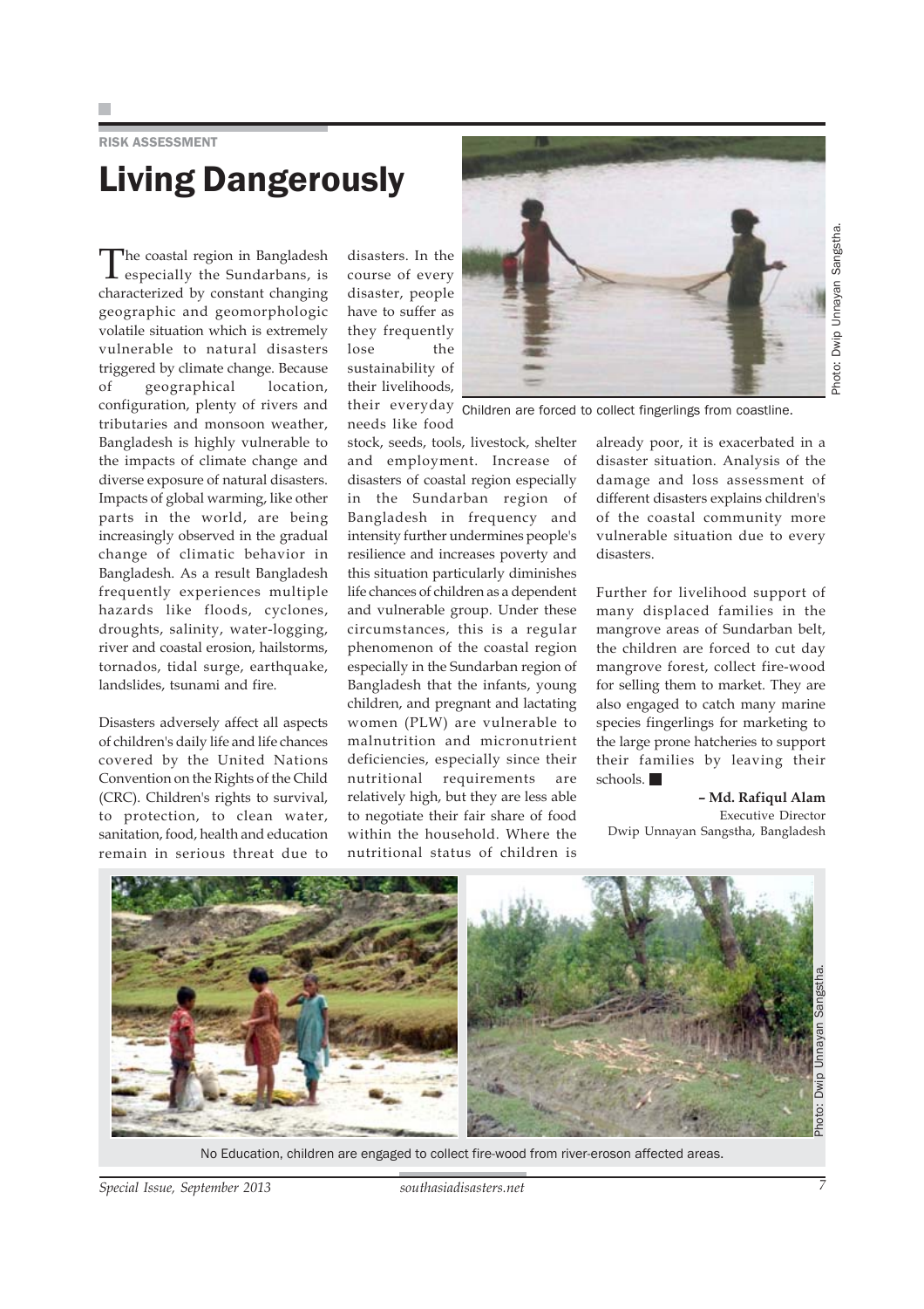RISK ASSESSMENT

# Living Dangerously

The coastal region in Bangladesh especially the Sundarbans, is characterized by constant changing geographic and geomorphologic volatile situation which is extremely vulnerable to natural disasters triggered by climate change. Because of geographical location, configuration, plenty of rivers and tributaries and monsoon weather, Bangladesh is highly vulnerable to the impacts of climate change and diverse exposure of natural disasters. Impacts of global warming, like other parts in the world, are being increasingly observed in the gradual change of climatic behavior in Bangladesh. As a result Bangladesh frequently experiences multiple hazards like floods, cyclones, droughts, salinity, water-logging, river and coastal erosion, hailstorms, tornados, tidal surge, earthquake, landslides, tsunami and fire.

Disasters adversely affect all aspects of children's daily life and life chances covered by the United Nations Convention on the Rights of the Child (CRC). Children's rights to survival, to protection, to clean water, sanitation, food, health and education remain in serious threat due to disasters. In the course of every disaster, people have to suffer as they frequently lose the sustainability of their livelihoods, their everyday needs like food stock, seeds, tools, livestock, shelter and employment. Increase of disasters of coastal region especially in the Sundarban region of Bangladesh in frequency and intensity further undermines people's resilience and increases poverty and this situation particularly diminishes life chances of children as a dependent and vulnerable group. Under these circumstances, this is a regular phenomenon of the coastal region especially in the Sundarban region of Bangladesh that the infants, young children, and pregnant and lactating women (PLW) are vulnerable to malnutrition and micronutrient deficiencies, especially since their nutritional requirements are relatively high, but they are less able to negotiate their fair share of food within the household. Where the nutritional status of children is already poor, it is exacerbated in a disaster situation. Analysis of the damage and loss assessment of different disasters explains children's of the coastal community more vulnerable situation due to every disasters.

Children are forced to collect fingerlings from coastline.

Photo: Dwip Unnayan Sangstha.

Further for livelihood support of many displaced families in the mangrove areas of Sundarban belt, the children are forced to cut day mangrove forest, collect fire-wood for selling them to market. They are also engaged to catch many marine species fingerlings for marketing to the large prone hatcheries to support their families by leaving their schools. ■

**– Md. Rafiqul Alam**
Executive Director
Dwip Unnayan Sangstha, Bangladesh

Photo: Dwip Unnayan Sangstha.

No Education, children are engaged to collect fire-wood from river-eroson affected areas.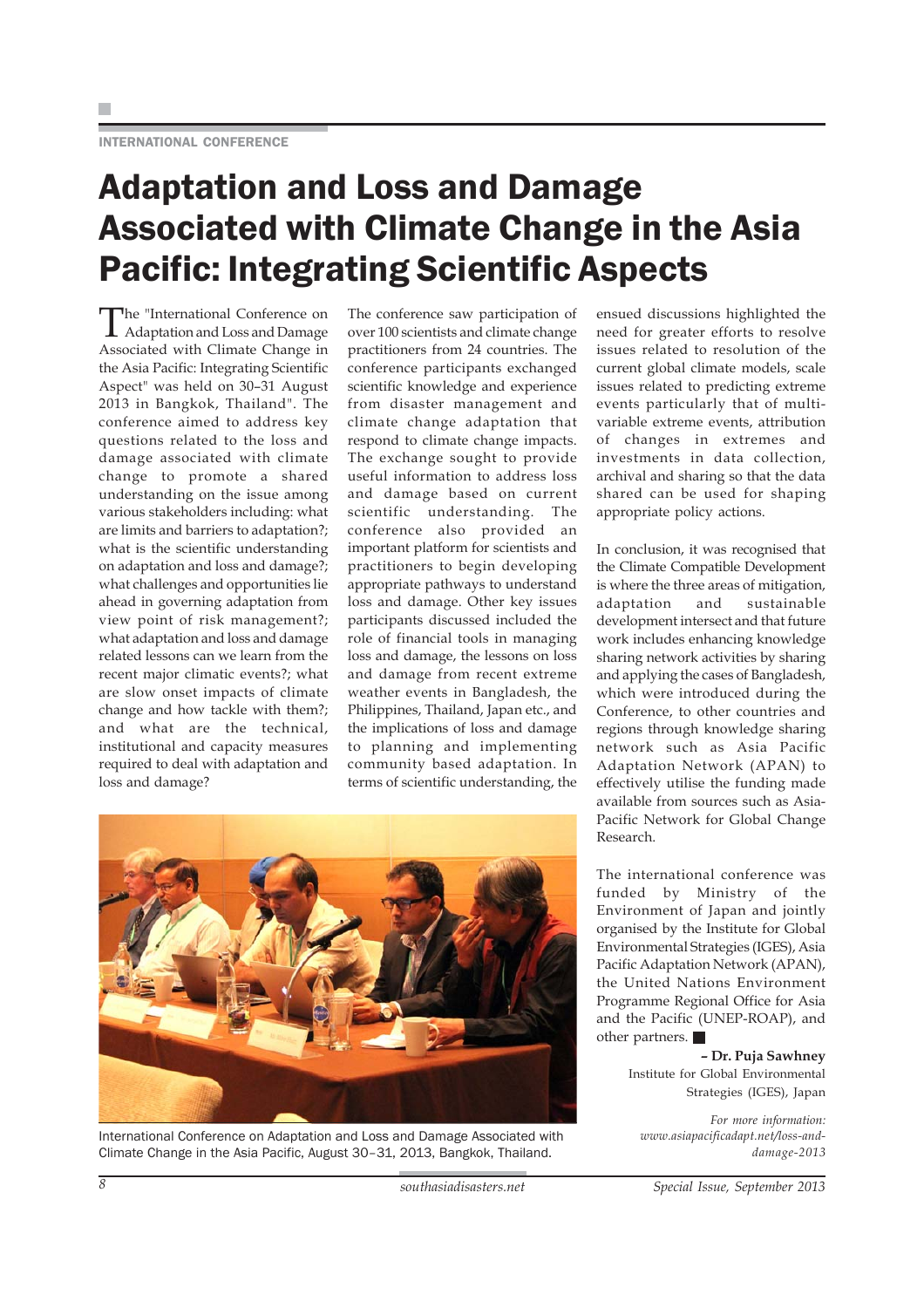INTERNATIONAL CONFERENCE

# Adaptation and Loss and Damage Associated with Climate Change in the Asia Pacific: Integrating Scientific Aspects

The "International Conference on Adaptation and Loss and Damage Associated with Climate Change in the Asia Pacific: Integrating Scientific Aspect" was held on 30–31 August 2013 in Bangkok, Thailand". The conference aimed to address key questions related to the loss and damage associated with climate change to promote a shared understanding on the issue among various stakeholders including: what are limits and barriers to adaptation?; what is the scientific understanding on adaptation and loss and damage?; what challenges and opportunities lie ahead in governing adaptation from view point of risk management?; what adaptation and loss and damage related lessons can we learn from the recent major climatic events?; what are slow onset impacts of climate change and how tackle with them?; and what are the technical, institutional and capacity measures required to deal with adaptation and loss and damage?

The conference saw participation of over 100 scientists and climate change practitioners from 24 countries. The conference participants exchanged scientific knowledge and experience from disaster management and climate change adaptation that respond to climate change impacts. The exchange sought to provide useful information to address loss and damage based on current scientific understanding. The conference also provided an important platform for scientists and practitioners to begin developing appropriate pathways to understand loss and damage. Other key issues participants discussed included the role of financial tools in managing loss and damage, the lessons on loss and damage from recent extreme weather events in Bangladesh, the Philippines, Thailand, Japan etc., and the implications of loss and damage to planning and implementing community based adaptation. In terms of scientific understanding, the ensued discussions highlighted the need for greater efforts to resolve issues related to resolution of the current global climate models, scale issues related to predicting extreme events particularly that of multi-variable extreme events, attribution of changes in extremes and investments in data collection, archival and sharing so that the data shared can be used for shaping appropriate policy actions.

International Conference on Adaptation and Loss and Damage Associated with Climate Change in the Asia Pacific, August 30–31, 2013, Bangkok, Thailand.

In conclusion, it was recognised that the Climate Compatible Development is where the three areas of mitigation, adaptation and sustainable development intersect and that future work includes enhancing knowledge sharing network activities by sharing and applying the cases of Bangladesh, which were introduced during the Conference, to other countries and regions through knowledge sharing network such as Asia Pacific Adaptation Network (APAN) to effectively utilise the funding made available from sources such as Asia-Pacific Network for Global Change Research.

The international conference was funded by Ministry of the Environment of Japan and jointly organised by the Institute for Global Environmental Strategies (IGES), Asia Pacific Adaptation Network (APAN), the United Nations Environment Programme Regional Office for Asia and the Pacific (UNEP-ROAP), and other partners. ■

**– Dr. Puja Sawhney**
Institute for Global Environmental Strategies (IGES), Japan

*For more information: www.asiapacificadapt.net/loss-and-damage-2013*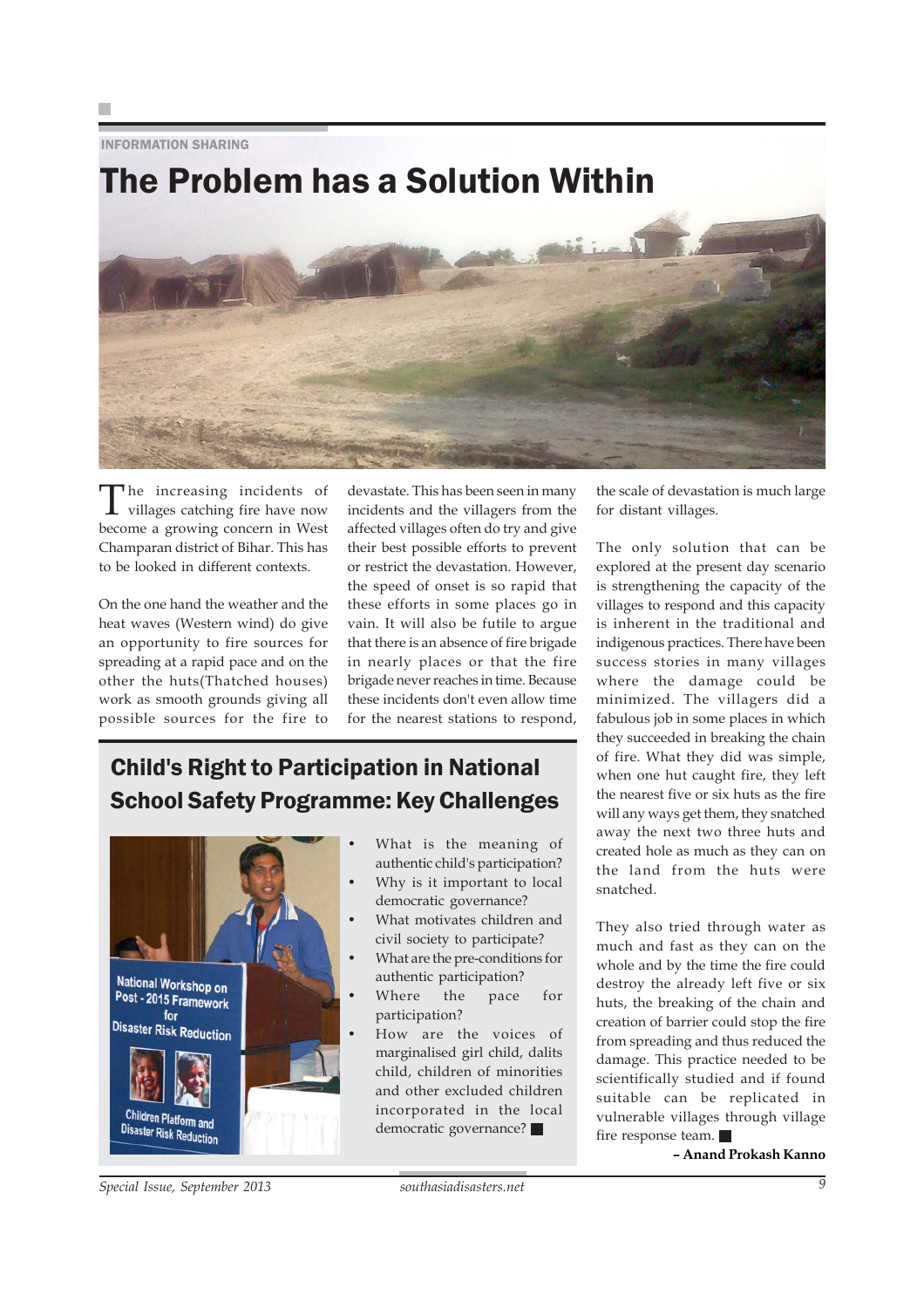INFORMATION SHARING

# The Problem has a Solution Within

The increasing incidents of villages catching fire have now become a growing concern in West Champaran district of Bihar. This has to be looked in different contexts.

On the one hand the weather and the heat waves (Western wind) do give an opportunity to fire sources for spreading at a rapid pace and on the other the huts(Thatched houses) work as smooth grounds giving all possible sources for the fire to devastate. This has been seen in many incidents and the villagers from the affected villages often do try and give their best possible efforts to prevent or restrict the devastation. However, the speed of onset is so rapid that these efforts in some places go in vain. It will also be futile to argue that there is an absence of fire brigade in nearly places or that the fire brigade never reaches in time. Because these incidents don't even allow time for the nearest stations to respond, the scale of devastation is much large for distant villages.

The only solution that can be explored at the present day scenario is strengthening the capacity of the villages to respond and this capacity is inherent in the traditional and indigenous practices. There have been success stories in many villages where the damage could be minimized. The villagers did a fabulous job in some places in which they succeeded in breaking the chain of fire. What they did was simple, when one hut caught fire, they left the nearest five or six huts as the fire will any ways get them, they snatched away the next two three huts and created hole as much as they can on the land from the huts were snatched.

They also tried through water as much and fast as they can on the whole and by the time the fire could destroy the already left five or six huts, the breaking of the chain and creation of barrier could stop the fire from spreading and thus reduced the damage. This practice needed to be scientifically studied and if found suitable can be replicated in vulnerable villages through village fire response team. ■

**– Anand Prokash Kanno**

## Child's Right to Participation in National School Safety Programme: Key Challenges

- What is the meaning of authentic child's participation?
- Why is it important to local democratic governance?
- What motivates children and civil society to participate?
- What are the pre-conditions for authentic participation?
- Where the pace for participation?
- How are the voices of marginalised girl child, dalits child, children of minorities and other excluded children incorporated in the local democratic governance? ■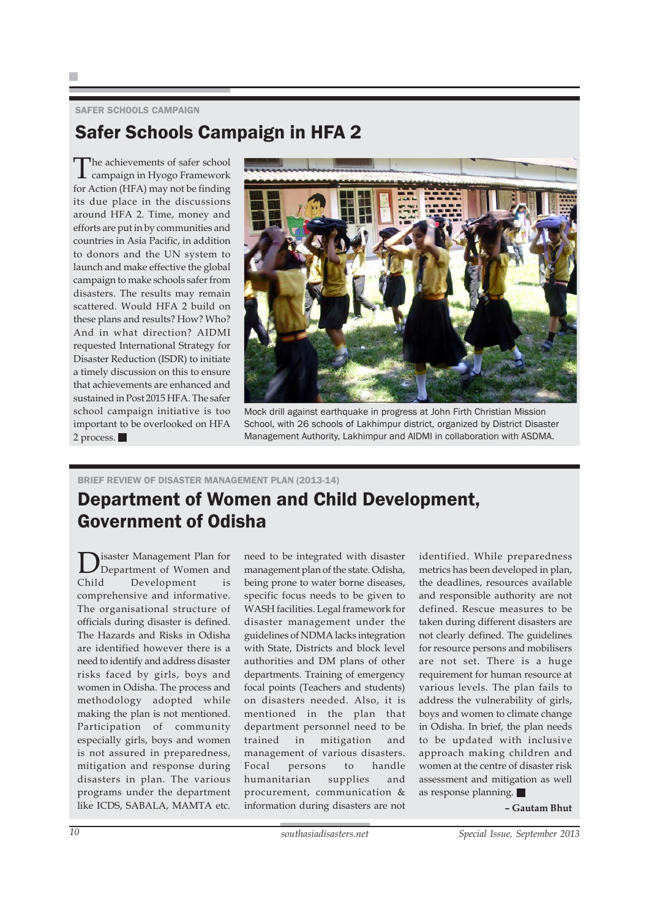SAFER SCHOOLS CAMPAIGN

## Safer Schools Campaign in HFA 2

The achievements of safer school campaign in Hyogo Framework for Action (HFA) may not be finding its due place in the discussions around HFA 2. Time, money and efforts are put in by communities and countries in Asia Pacific, in addition to donors and the UN system to launch and make effective the global campaign to make schools safer from disasters. The results may remain scattered. Would HFA 2 build on these plans and results? How? Who? And in what direction? AIDMI requested International Strategy for Disaster Reduction (ISDR) to initiate a timely discussion on this to ensure that achievements are enhanced and sustained in Post 2015 HFA. The safer school campaign initiative is too important to be overlooked on HFA 2 process. ■

Mock drill against earthquake in progress at John Firth Christian Mission School, with 26 schools of Lakhimpur district, organized by District Disaster Management Authority, Lakhimpur and AIDMI in collaboration with ASDMA.

BRIEF REVIEW OF DISASTER MANAGEMENT PLAN (2013-14)

## Department of Women and Child Development, Government of Odisha

Disaster Management Plan for Department of Women and Child Development is comprehensive and informative. The organisational structure of officials during disaster is defined. The Hazards and Risks in Odisha are identified however there is a need to identify and address disaster risks faced by girls, boys and women in Odisha. The process and methodology adopted while making the plan is not mentioned. Participation of community especially girls, boys and women is not assured in preparedness, mitigation and response during disasters in plan. The various programs under the department like ICDS, SABALA, MAMTA etc. need to be integrated with disaster management plan of the state. Odisha, being prone to water borne diseases, specific focus needs to be given to WASH facilities. Legal framework for disaster management under the guidelines of NDMA lacks integration with State, Districts and block level authorities and DM plans of other departments. Training of emergency focal points (Teachers and students) on disasters needed. Also, it is mentioned in the plan that department personnel need to be trained in mitigation and management of various disasters. Focal persons to handle humanitarian supplies and procurement, communication & information during disasters are not identified. While preparedness metrics has been developed in plan, the deadlines, resources available and responsible authority are not defined. Rescue measures to be taken during different disasters are not clearly defined. The guidelines for resource persons and mobilisers are not set. There is a huge requirement for human resource at various levels. The plan fails to address the vulnerability of girls, boys and women to climate change in Odisha. In brief, the plan needs to be updated with inclusive approach making children and women at the centre of disaster risk assessment and mitigation as well as response planning. ■

**– Gautam Bhut**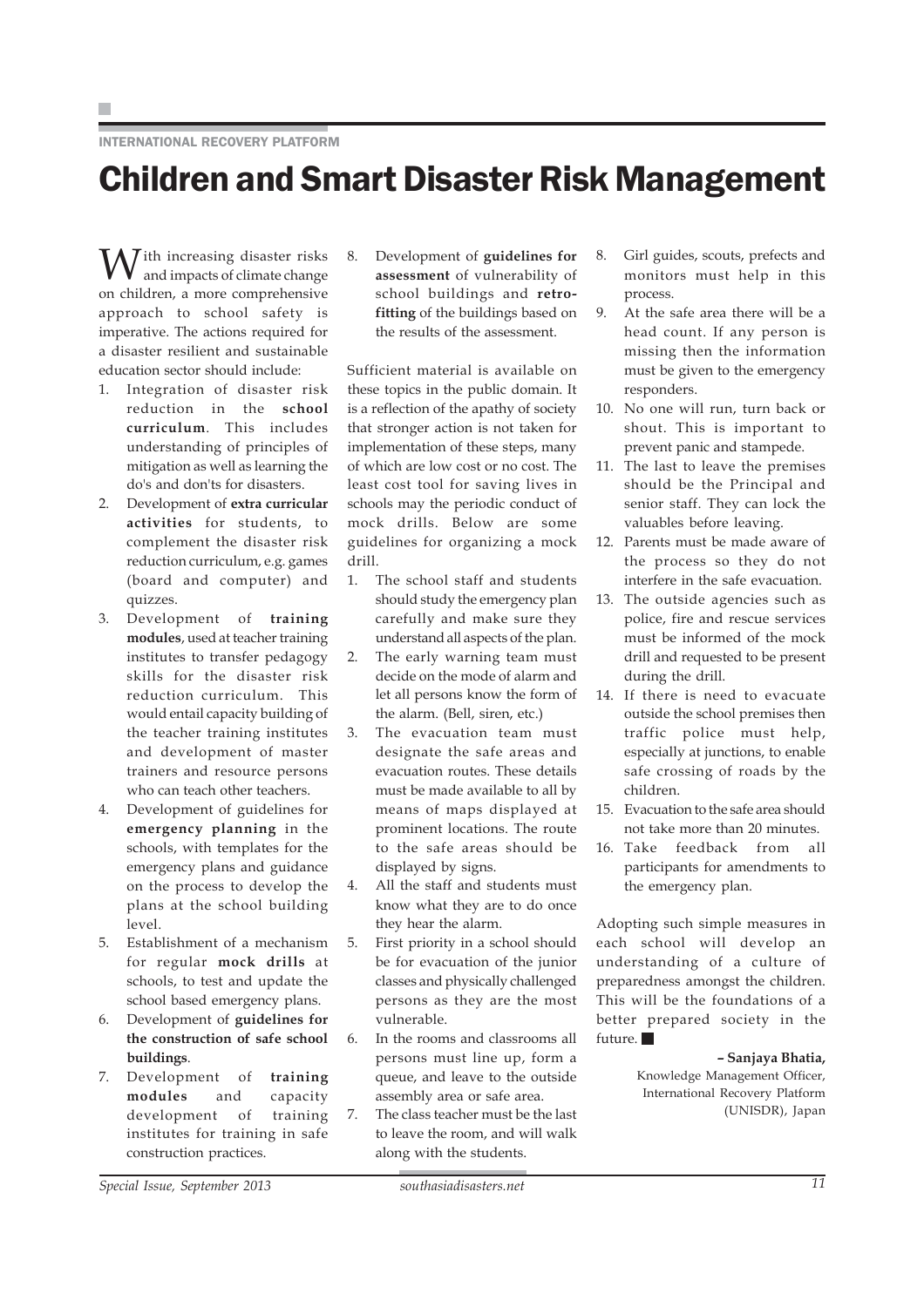INTERNATIONAL RECOVERY PLATFORM

# Children and Smart Disaster Risk Management

With increasing disaster risks and impacts of climate change on children, a more comprehensive approach to school safety is imperative. The actions required for a disaster resilient and sustainable education sector should include:

1. Integration of disaster risk reduction in the **school curriculum**. This includes understanding of principles of mitigation as well as learning the do's and don'ts for disasters.
2. Development of **extra curricular activities** for students, to complement the disaster risk reduction curriculum, e.g. games (board and computer) and quizzes.
3. Development of **training modules**, used at teacher training institutes to transfer pedagogy skills for the disaster risk reduction curriculum. This would entail capacity building of the teacher training institutes and development of master trainers and resource persons who can teach other teachers.
4. Development of guidelines for **emergency planning** in the schools, with templates for the emergency plans and guidance on the process to develop the plans at the school building level.
5. Establishment of a mechanism for regular **mock drills** at schools, to test and update the school based emergency plans.
6. Development of **guidelines for the construction of safe school buildings**.
7. Development of **training modules** and capacity development of training institutes for training in safe construction practices.
8. Development of **guidelines for assessment** of vulnerability of school buildings and **retro-fitting** of the buildings based on the results of the assessment.

Sufficient material is available on these topics in the public domain. It is a reflection of the apathy of society that stronger action is not taken for implementation of these steps, many of which are low cost or no cost. The least cost tool for saving lives in schools may the periodic conduct of mock drills. Below are some guidelines for organizing a mock drill.

1. The school staff and students should study the emergency plan carefully and make sure they understand all aspects of the plan.
2. The early warning team must decide on the mode of alarm and let all persons know the form of the alarm. (Bell, siren, etc.)
3. The evacuation team must designate the safe areas and evacuation routes. These details must be made available to all by means of maps displayed at prominent locations. The route to the safe areas should be displayed by signs.
4. All the staff and students must know what they are to do once they hear the alarm.
5. First priority in a school should be for evacuation of the junior classes and physically challenged persons as they are the most vulnerable.
6. In the rooms and classrooms all persons must line up, form a queue, and leave to the outside assembly area or safe area.
7. The class teacher must be the last to leave the room, and will walk along with the students.
8. Girl guides, scouts, prefects and monitors must help in this process.
9. At the safe area there will be a head count. If any person is missing then the information must be given to the emergency responders.
10. No one will run, turn back or shout. This is important to prevent panic and stampede.
11. The last to leave the premises should be the Principal and senior staff. They can lock the valuables before leaving.
12. Parents must be aware of the process so they do not interfere in the safe evacuation.
13. The outside agencies such as police, fire and rescue services must be informed of the mock drill and requested to be present during the drill.
14. If there is need to evacuate outside the school premises then traffic police must help, especially at junctions, to enable safe crossing of roads by the children.
15. Evacuation to the safe area should not take more than 20 minutes.
16. Take feedback from all participants for amendments to the emergency plan.

Adopting such simple measures in each school will develop an understanding of a culture of preparedness amongst the children. This will be the foundations of a better prepared society in the future. ■

**– Sanjaya Bhatia,**
Knowledge Management Officer,
International Recovery Platform
(UNISDR), Japan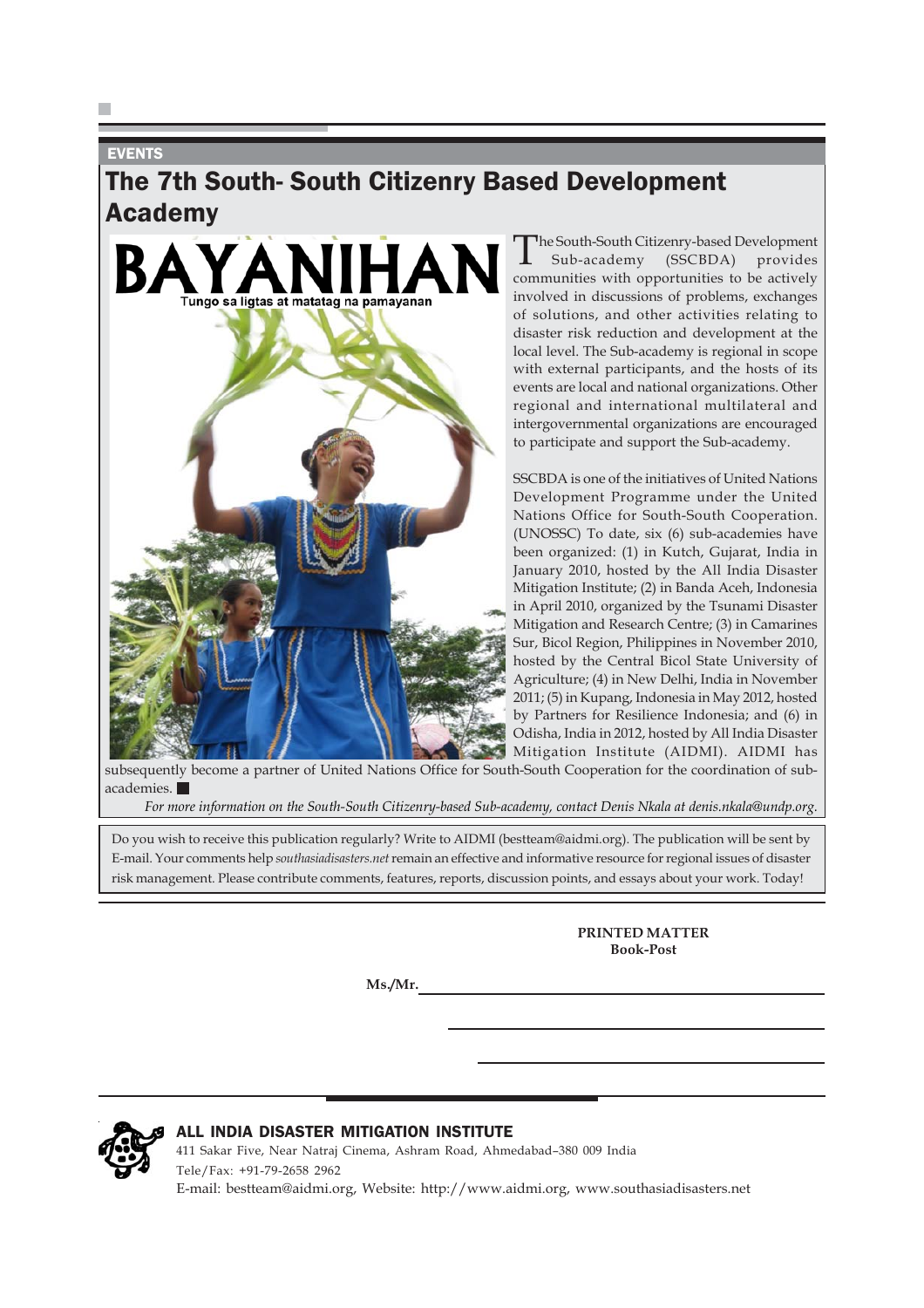EVENTS

## The 7th South- South Citizenry Based Development Academy

The South-South Citizenry-based Development Sub-academy (SSCBDA) provides communities with opportunities to be actively involved in discussions of problems, exchanges of solutions, and other activities relating to disaster risk reduction and development at the local level. The Sub-academy is regional in scope with external participants, and the hosts of its events are local and national organizations. Other regional and international multilateral and intergovernmental organizations are encouraged to participate and support the Sub-academy.

SSCBDA is one of the initiatives of United Nations Development Programme under the United Nations Office for South-South Cooperation. (UNOSSC) To date, six (6) sub-academies have been organized: (1) in Kutch, Gujarat, India in January 2010, hosted by the All India Disaster Mitigation Institute; (2) in Banda Aceh, Indonesia in April 2010, organized by the Tsunami Disaster Mitigation and Research Centre; (3) in Camarines Sur, Bicol Region, Philippines in November 2010, hosted by the Central Bicol State University of Agriculture; (4) in New Delhi, India in November 2011; (5) in Kupang, Indonesia in May 2012, hosted by Partners for Resilience Indonesia; and (6) in Odisha, India in 2012, hosted by All India Disaster Mitigation Institute (AIDMI). AIDMI has subsequently become a partner of United Nations Office for South-South Cooperation for the coordination of sub-academies. ■

*For more information on the South-South Citizenry-based Sub-academy, contact Denis Nkala at denis.nkala@undp.org.*

Do you wish to receive this publication regularly? Write to AIDMI (bestteam@aidmi.org). The publication will be sent by E-mail. Your comments help *southasiadisasters.net* remain an effective and informative resource for regional issues of disaster risk management. Please contribute comments, features, reports, discussion points, and essays about your work. Today!

**PRINTED MATTER**
**Book-Post**

**Ms./Mr.** ____________________

____________________

____________________

**ALL INDIA DISASTER MITIGATION INSTITUTE**
411 Sakar Five, Near Natraj Cinema, Ashram Road, Ahmedabad–380 009 India
Tele/Fax: +91-79-2658 2962
E-mail: bestteam@aidmi.org, Website: http://www.aidmi.org, www.southasiadisasters.net